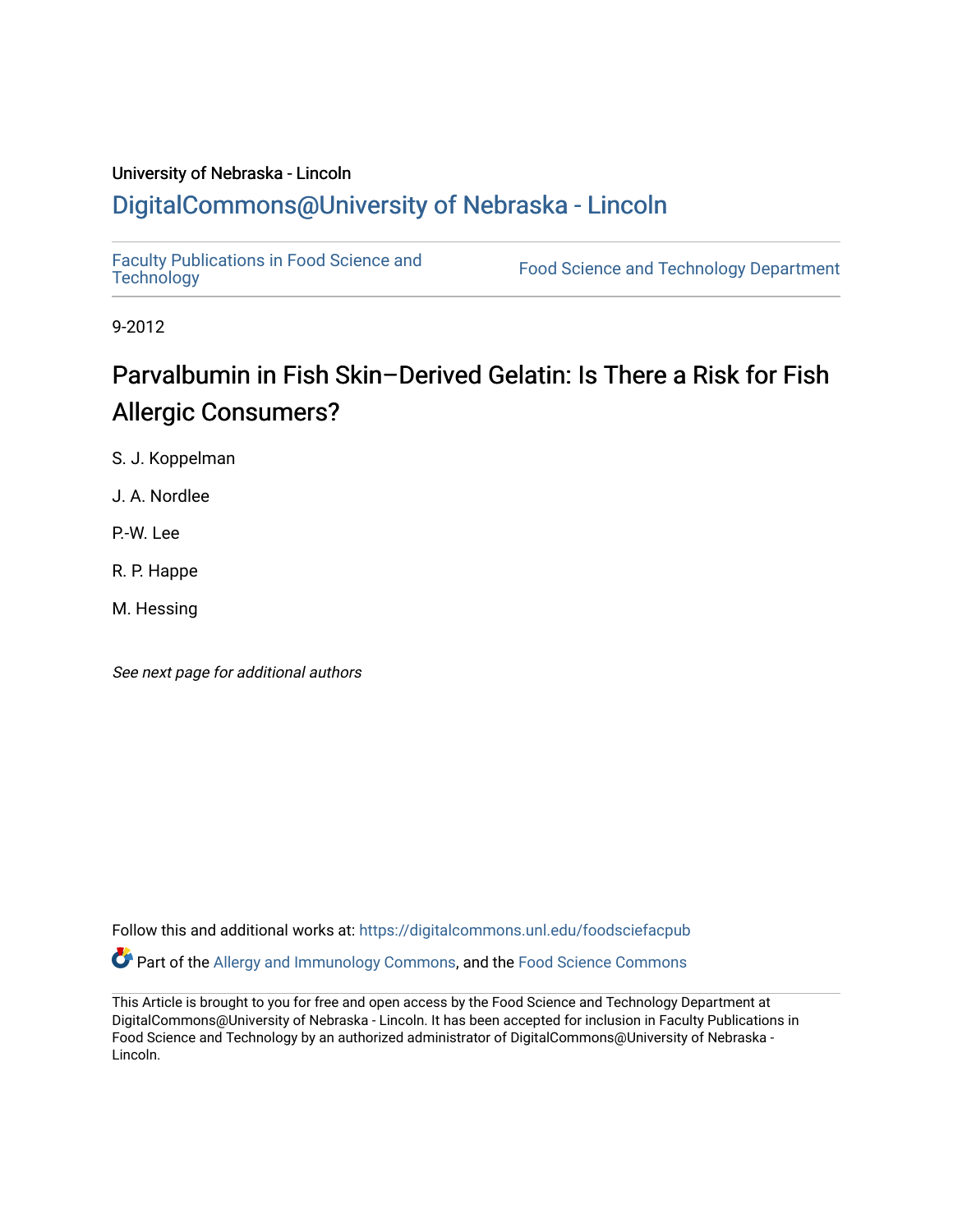University of Nebraska - Lincoln

## DigitalCommons@University of Nebraska - Lincoln

Faculty Publications in Food Science and Technology | Food Science and Technology Department

9-2012

# Parvalbumin in Fish Skin–Derived Gelatin: Is There a Risk for Fish Allergic Consumers?

S. J. Koppelman

J. A. Nordlee

P.-W. Lee

R. P. Happe

M. Hessing

*See next page for additional authors*

Follow this and additional works at: https://digitalcommons.unl.edu/foodsciefacpub

Part of the Allergy and Immunology Commons, and the Food Science Commons

This Article is brought to you for free and open access by the Food Science and Technology Department at DigitalCommons@University of Nebraska - Lincoln. It has been accepted for inclusion in Faculty Publications in Food Science and Technology by an authorized administrator of DigitalCommons@University of Nebraska - Lincoln.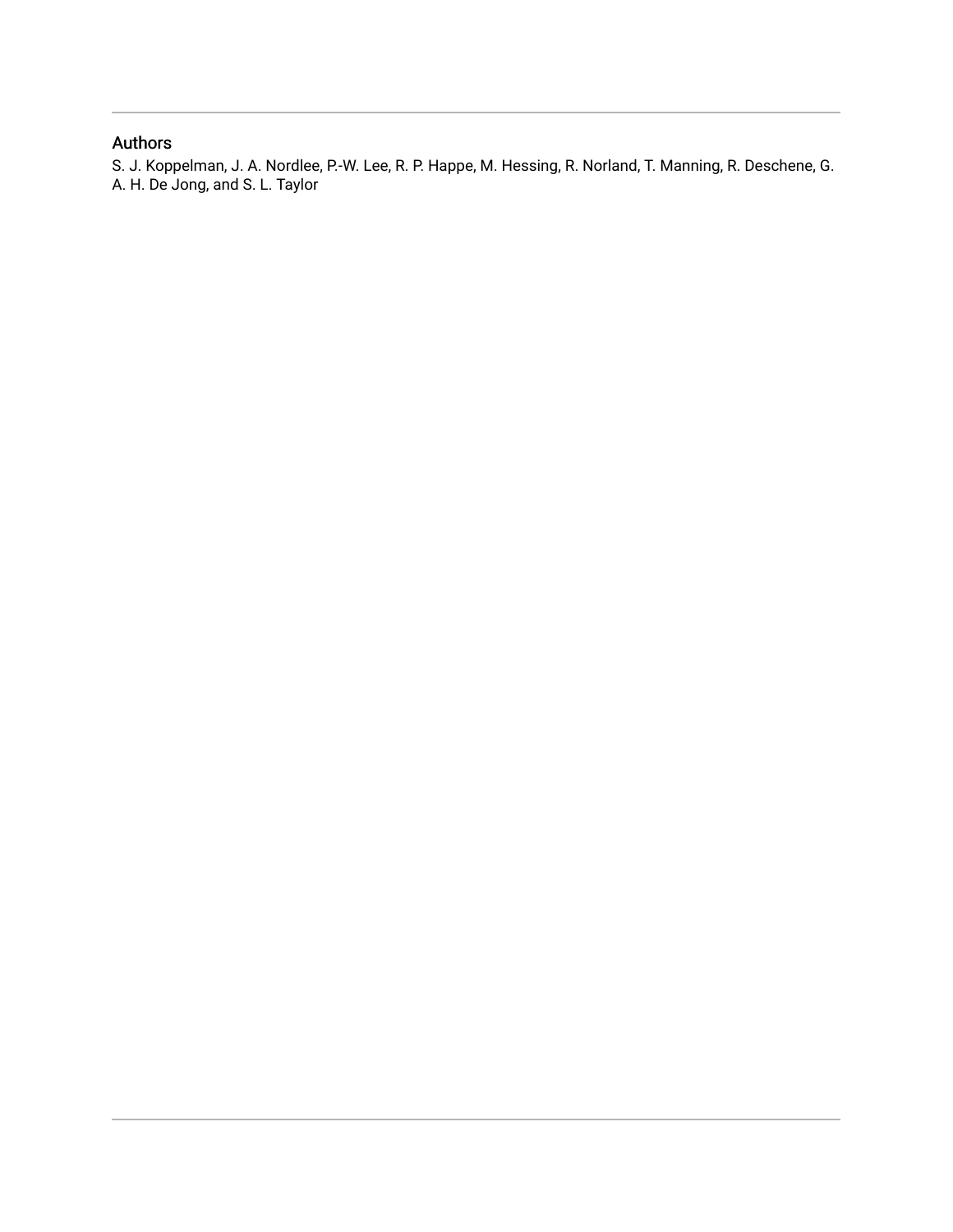## Authors

S. J. Koppelman, J. A. Nordlee, P.-W. Lee, R. P. Happe, M. Hessing, R. Norland, T. Manning, R. Deschene, G. A. H. De Jong, and S. L. Taylor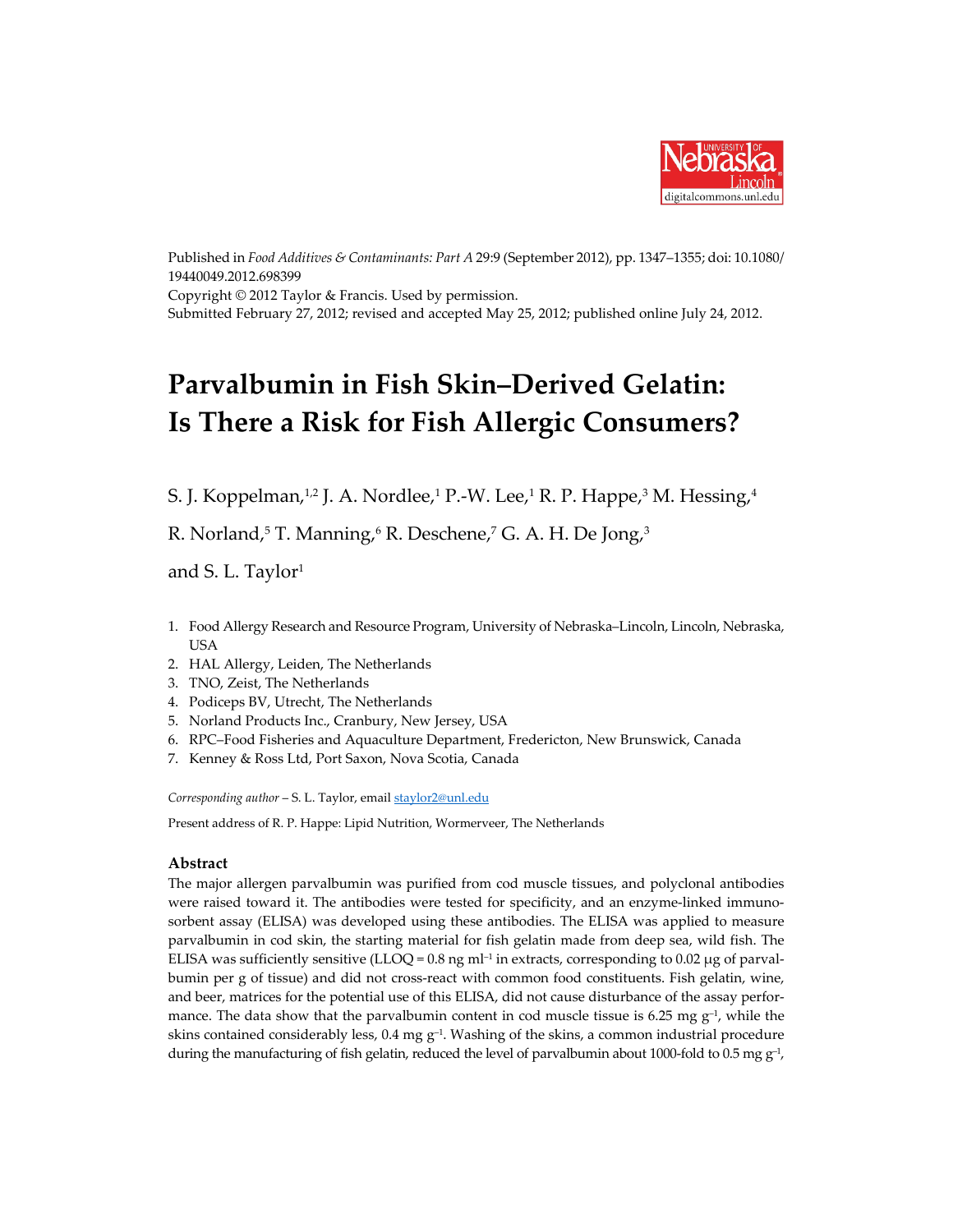Published in *Food Additives & Contaminants: Part A* 29:9 (September 2012), pp. 1347–1355; doi: 10.1080/19440049.2012.698399
Copyright © 2012 Taylor & Francis. Used by permission.
Submitted February 27, 2012; revised and accepted May 25, 2012; published online July 24, 2012.

# Parvalbumin in Fish Skin–Derived Gelatin: Is There a Risk for Fish Allergic Consumers?

S. J. Koppelman,[1,2] J. A. Nordlee,[1] P.-W. Lee,[1] R. P. Happe,[3] M. Hessing,[4] R. Norland,[5] T. Manning,[6] R. Deschene,[7] G. A. H. De Jong,[3] and S. L. Taylor[1]

1. Food Allergy Research and Resource Program, University of Nebraska–Lincoln, Lincoln, Nebraska, USA
2. HAL Allergy, Leiden, The Netherlands
3. TNO, Zeist, The Netherlands
4. Podiceps BV, Utrecht, The Netherlands
5. Norland Products Inc., Cranbury, New Jersey, USA
6. RPC–Food Fisheries and Aquaculture Department, Fredericton, New Brunswick, Canada
7. Kenney & Ross Ltd, Port Saxon, Nova Scotia, Canada

*Corresponding author* – S. L. Taylor, email staylor2@unl.edu

Present address of R. P. Happe: Lipid Nutrition, Wormerveer, The Netherlands

## Abstract

The major allergen parvalbumin was purified from cod muscle tissues, and polyclonal antibodies were raised toward it. The antibodies were tested for specificity, and an enzyme-linked immunosorbent assay (ELISA) was developed using these antibodies. The ELISA was applied to measure parvalbumin in cod skin, the starting material for fish gelatin made from deep sea, wild fish. The ELISA was sufficiently sensitive (LLOQ = 0.8 ng $ml^{-1}$ in extracts, corresponding to 0.02 μg of parvalbumin per g of tissue) and did not cross-react with common food constituents. Fish gelatin, wine, and beer, matrices for the potential use of this ELISA, did not cause disturbance of the assay performance. The data show that the parvalbumin content in cod muscle tissue is 6.25 mg $g^{-1}$, while the skins contained considerably less, 0.4 mg $g^{-1}$. Washing of the skins, a common industrial procedure during the manufacturing of fish gelatin, reduced the level of parvalbumin about 1000-fold to 0.5 mg $g^{-1}$,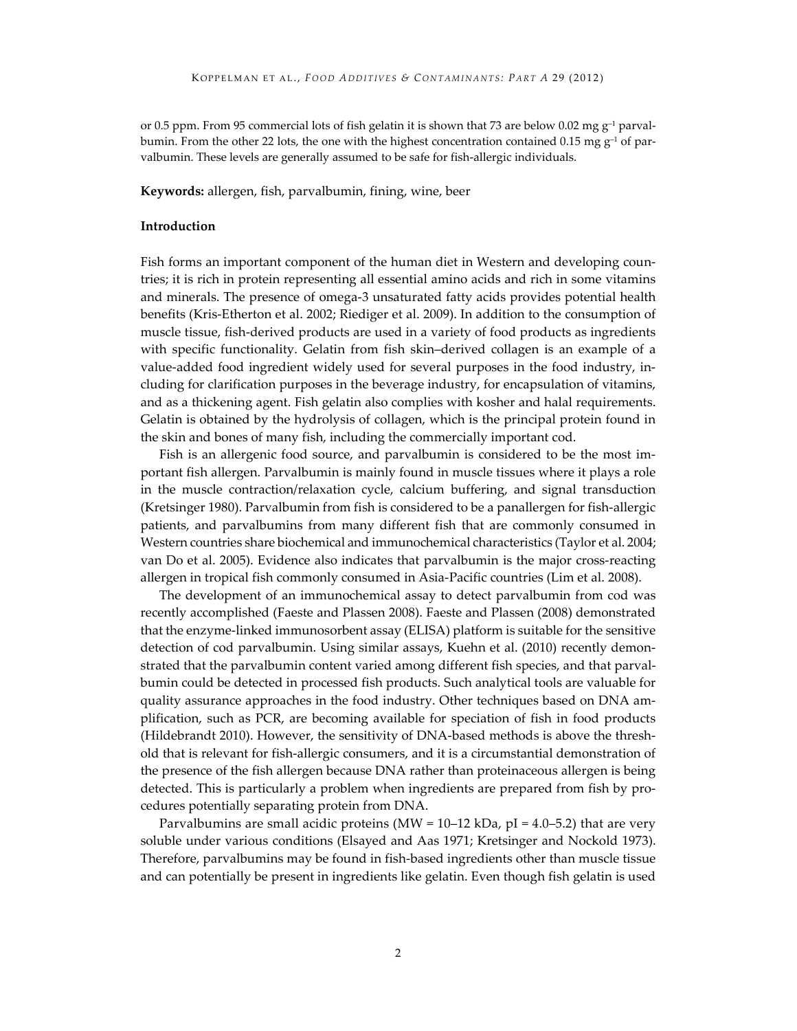or 0.5 ppm. From 95 commercial lots of fish gelatin it is shown that 73 are below 0.02 mg $g^{-1}$ parvalbumin. From the other 22 lots, the one with the highest concentration contained 0.15 mg $g^{-1}$ of parvalbumin. These levels are generally assumed to be safe for fish-allergic individuals.

**Keywords:** allergen, fish, parvalbumin, fining, wine, beer

## Introduction

Fish forms an important component of the human diet in Western and developing countries; it is rich in protein representing all essential amino acids and rich in some vitamins and minerals. The presence of omega-3 unsaturated fatty acids provides potential health benefits (Kris-Etherton et al. 2002; Riediger et al. 2009). In addition to the consumption of muscle tissue, fish-derived products are used in a variety of food products as ingredients with specific functionality. Gelatin from fish skin–derived collagen is an example of a value-added food ingredient widely used for several purposes in the food industry, including for clarification purposes in the beverage industry, for encapsulation of vitamins, and as a thickening agent. Fish gelatin also complies with kosher and halal requirements. Gelatin is obtained by the hydrolysis of collagen, which is the principal protein found in the skin and bones of many fish, including the commercially important cod.

Fish is an allergenic food source, and parvalbumin is considered to be the most important fish allergen. Parvalbumin is mainly found in muscle tissues where it plays a role in the muscle contraction/relaxation cycle, calcium buffering, and signal transduction (Kretsinger 1980). Parvalbumin from fish is considered to be a panallergen for fish-allergic patients, and parvalbumins from many different fish that are commonly consumed in Western countries share biochemical and immunochemical characteristics (Taylor et al. 2004; van Do et al. 2005). Evidence also indicates that parvalbumin is the major cross-reacting allergen in tropical fish commonly consumed in Asia-Pacific countries (Lim et al. 2008).

The development of an immunochemical assay to detect parvalbumin from cod was recently accomplished (Faeste and Plassen 2008). Faeste and Plassen (2008) demonstrated that the enzyme-linked immunosorbent assay (ELISA) platform is suitable for the sensitive detection of cod parvalbumin. Using similar assays, Kuehn et al. (2010) recently demonstrated that the parvalbumin content varied among different fish species, and that parvalbumin could be detected in processed fish products. Such analytical tools are valuable for quality assurance approaches in the food industry. Other techniques based on DNA amplification, such as PCR, are becoming available for speciation of fish in food products (Hildebrandt 2010). However, the sensitivity of DNA-based methods is above the threshold that is relevant for fish-allergic consumers, and it is a circumstantial demonstration of the presence of the fish allergen because DNA rather than proteinaceous allergen is being detected. This is particularly a problem when ingredients are prepared from fish by procedures potentially separating protein from DNA.

Parvalbumins are small acidic proteins (MW = 10–12 kDa, pI = 4.0–5.2) that are very soluble under various conditions (Elsayed and Aas 1971; Kretsinger and Nockold 1973). Therefore, parvalbumins may be found in fish-based ingredients other than muscle tissue and can potentially be present in ingredients like gelatin. Even though fish gelatin is used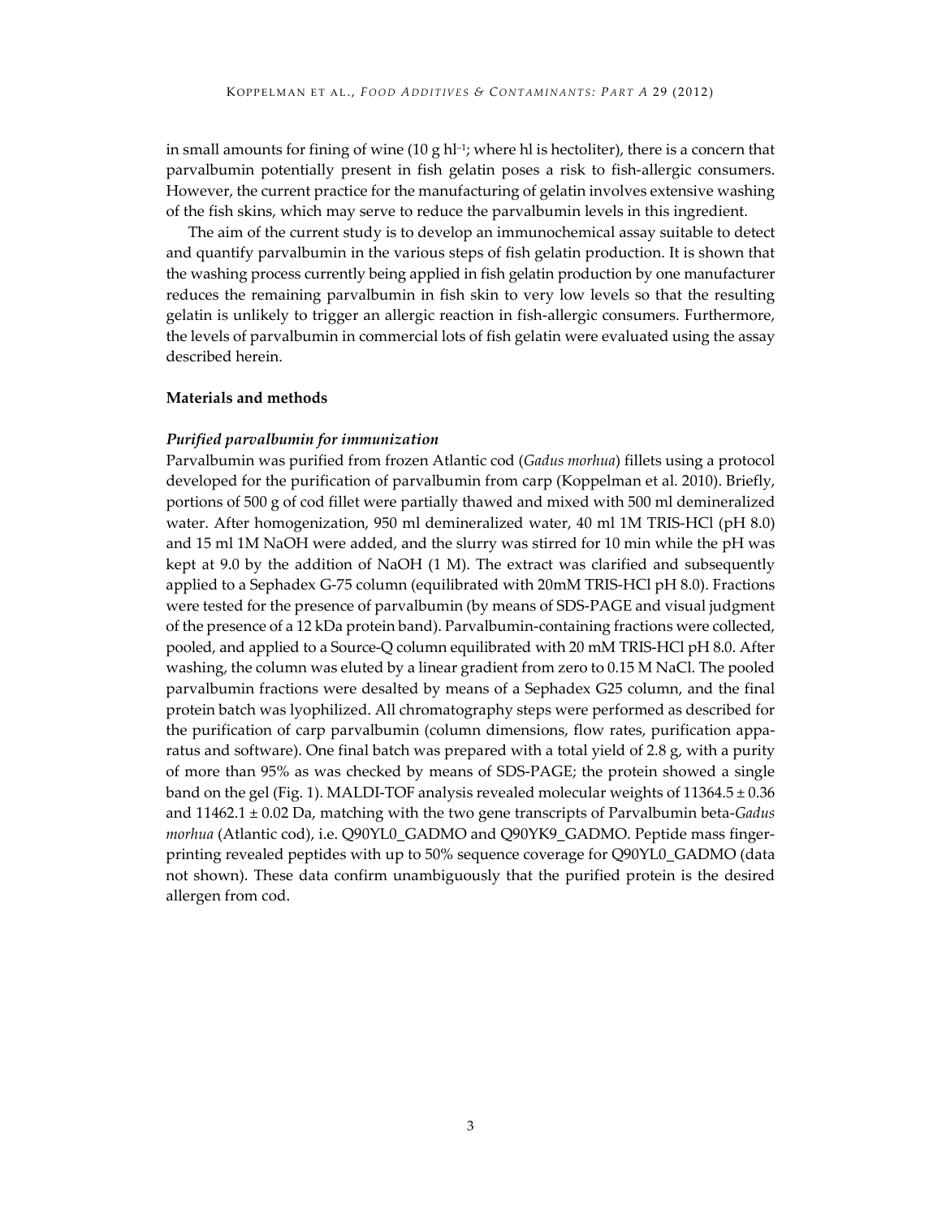in small amounts for fining of wine (10 g $hl^{-1}$; where hl is hectoliter), there is a concern that parvalbumin potentially present in fish gelatin poses a risk to fish-allergic consumers. However, the current practice for the manufacturing of gelatin involves extensive washing of the fish skins, which may serve to reduce the parvalbumin levels in this ingredient.

The aim of the current study is to develop an immunochemical assay suitable to detect and quantify parvalbumin in the various steps of fish gelatin production. It is shown that the washing process currently being applied in fish gelatin production by one manufacturer reduces the remaining parvalbumin in fish skin to very low levels so that the resulting gelatin is unlikely to trigger an allergic reaction in fish-allergic consumers. Furthermore, the levels of parvalbumin in commercial lots of fish gelatin were evaluated using the assay described herein.

## Materials and methods

### *Purified parvalbumin for immunization*

Parvalbumin was purified from frozen Atlantic cod (*Gadus morhua*) fillets using a protocol developed for the purification of parvalbumin from carp (Koppelman et al. 2010). Briefly, portions of 500 g of cod fillet were partially thawed and mixed with 500 ml demineralized water. After homogenization, 950 ml demineralized water, 40 ml 1M TRIS-HCl (pH 8.0) and 15 ml 1M NaOH were added, and the slurry was stirred for 10 min while the pH was kept at 9.0 by the addition of NaOH (1 M). The extract was clarified and subsequently applied to a Sephadex G-75 column (equilibrated with 20mM TRIS-HCl pH 8.0). Fractions were tested for the presence of parvalbumin (by means of SDS-PAGE and visual judgment of the presence of a 12 kDa protein band). Parvalbumin-containing fractions were collected, pooled, and applied to a Source-Q column equilibrated with 20 mM TRIS-HCl pH 8.0. After washing, the column was eluted by a linear gradient from zero to 0.15 M NaCl. The pooled parvalbumin fractions were desalted by means of a Sephadex G25 column, and the final protein batch was lyophilized. All chromatography steps were performed as described for the purification of carp parvalbumin (column dimensions, flow rates, purification apparatus and software). One final batch was prepared with a total yield of 2.8 g, with a purity of more than 95% as was checked by means of SDS-PAGE; the protein showed a single band on the gel (Fig. 1). MALDI-TOF analysis revealed molecular weights of $11364.5 \pm 0.36$ and $11462.1 \pm 0.02$ Da, matching with the two gene transcripts of Parvalbumin beta-*Gadus morhua* (Atlantic cod), i.e. Q90YL0_GADMO and Q90YK9_GADMO. Peptide mass fingerprinting revealed peptides with up to 50% sequence coverage for Q90YL0_GADMO (data not shown). These data confirm unambiguously that the purified protein is the desired allergen from cod.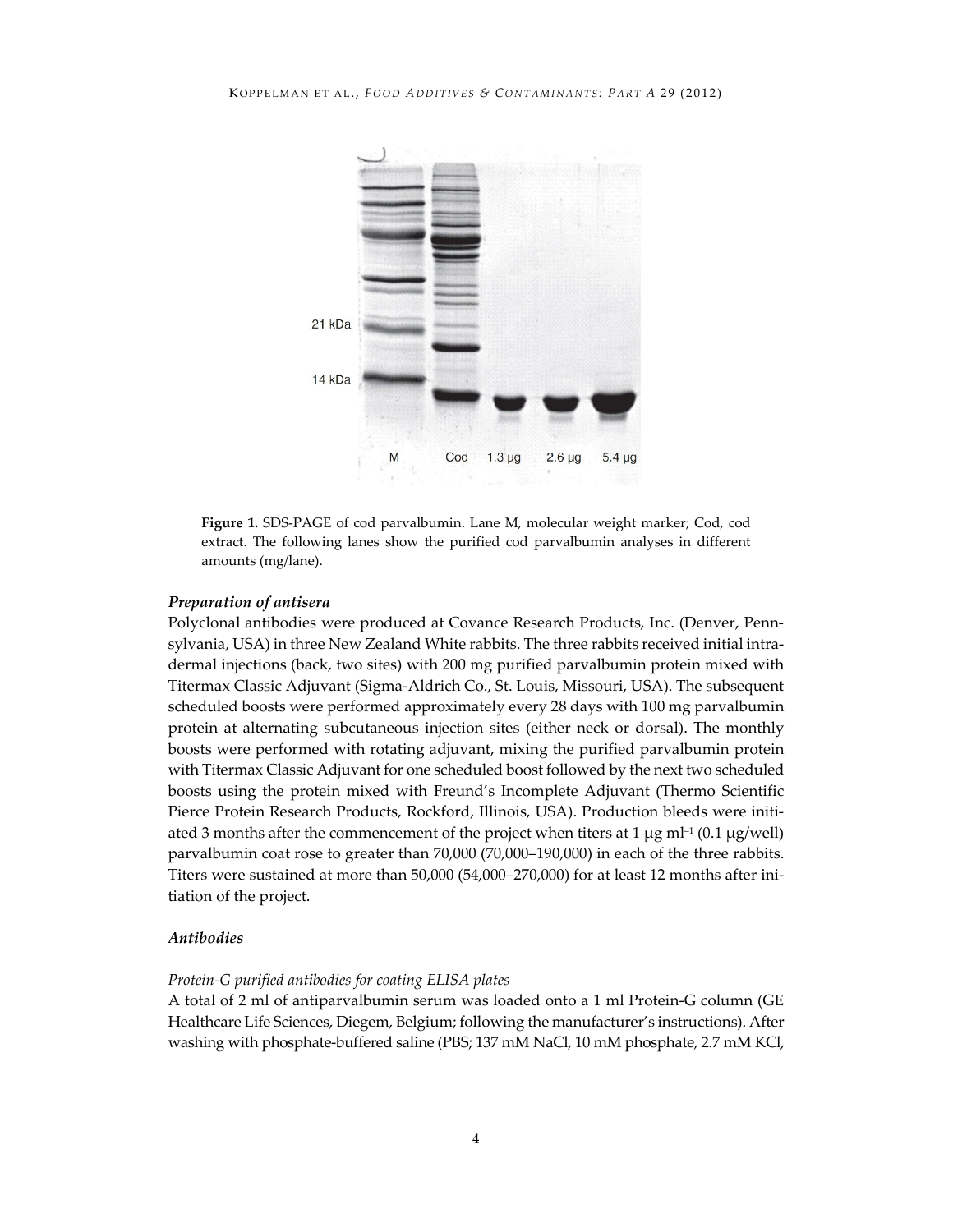Figure 1. SDS-PAGE of cod parvalbumin. Lane M, molecular weight marker; Cod, cod extract. The following lanes show the purified cod parvalbumin analyses in different amounts (mg/lane).

### *Preparation of antisera*

Polyclonal antibodies were produced at Covance Research Products, Inc. (Denver, Pennsylvania, USA) in three New Zealand White rabbits. The three rabbits received initial intradermal injections (back, two sites) with 200 mg purified parvalbumin protein mixed with Titermax Classic Adjuvant (Sigma-Aldrich Co., St. Louis, Missouri, USA). The subsequent scheduled boosts were performed approximately every 28 days with 100 mg parvalbumin protein at alternating subcutaneous injection sites (either neck or dorsal). The monthly boosts were performed with rotating adjuvant, mixing the purified parvalbumin protein with Titermax Classic Adjuvant for one scheduled boost followed by the next two scheduled boosts using the protein mixed with Freund's Incomplete Adjuvant (Thermo Scientific Pierce Protein Research Products, Rockford, Illinois, USA). Production bleeds were initiated 3 months after the commencement of the project when titers at 1 μg $ml^{-1}$ (0.1 μg/well) parvalbumin coat rose to greater than 70,000 (70,000–190,000) in each of the three rabbits. Titers were sustained at more than 50,000 (54,000–270,000) for at least 12 months after initiation of the project.

### *Antibodies*

#### *Protein-G purified antibodies for coating ELISA plates*

A total of 2 ml of antiparvalbumin serum was loaded onto a 1 ml Protein-G column (GE Healthcare Life Sciences, Diegem, Belgium; following the manufacturer's instructions). After washing with phosphate-buffered saline (PBS; 137 mM NaCl, 10 mM phosphate, 2.7 mM KCl,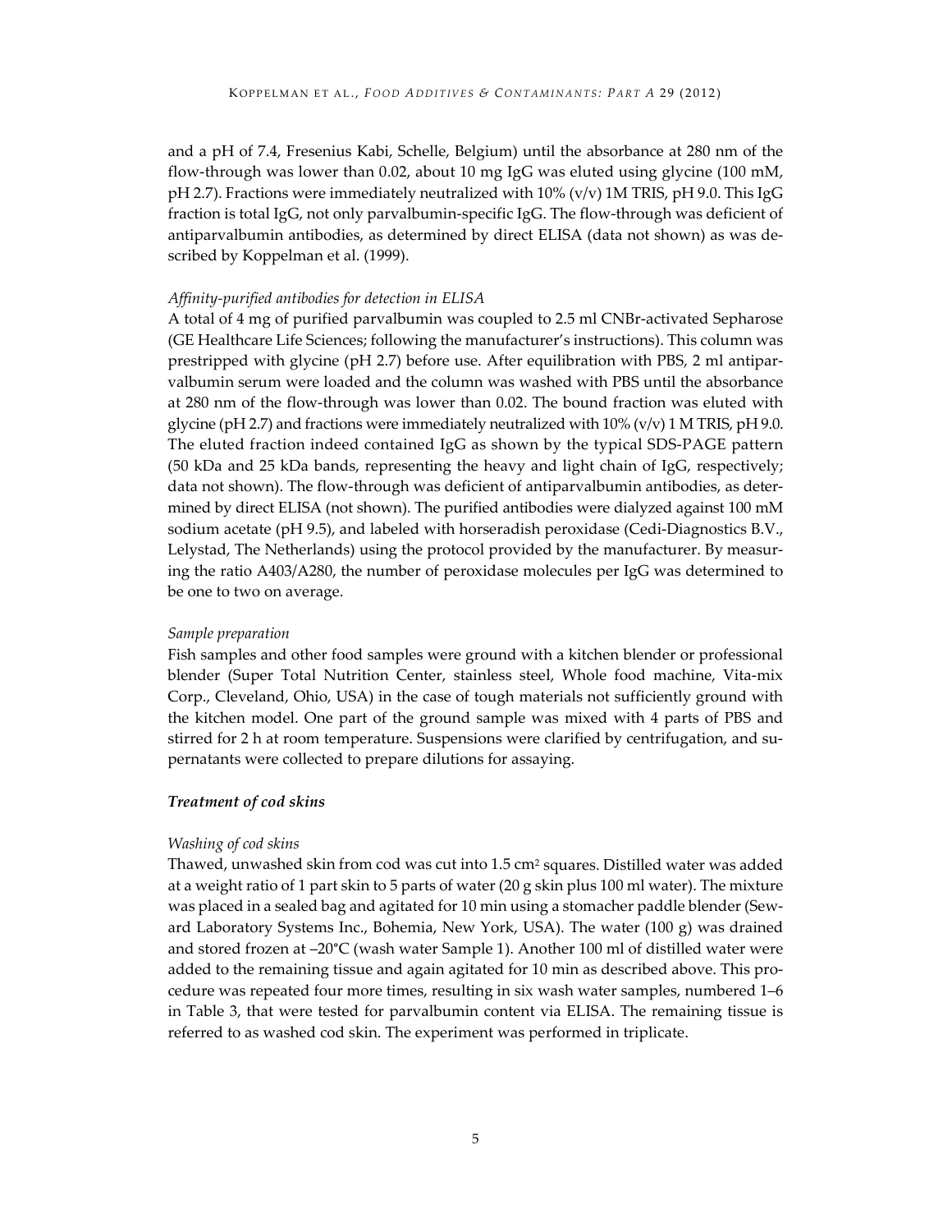and a pH of 7.4, Fresenius Kabi, Schelle, Belgium) until the absorbance at 280 nm of the flow-through was lower than 0.02, about 10 mg IgG was eluted using glycine (100 mM, pH 2.7). Fractions were immediately neutralized with 10% (v/v) 1M TRIS, pH 9.0. This IgG fraction is total IgG, not only parvalbumin-specific IgG. The flow-through was deficient of antiparvalbumin antibodies, as determined by direct ELISA (data not shown) as was described by Koppelman et al. (1999).

*Affinity-purified antibodies for detection in ELISA*

A total of 4 mg of purified parvalbumin was coupled to 2.5 ml CNBr-activated Sepharose (GE Healthcare Life Sciences; following the manufacturer's instructions). This column was prestripped with glycine (pH 2.7) before use. After equilibration with PBS, 2 ml antiparvalbumin serum were loaded and the column was washed with PBS until the absorbance at 280 nm of the flow-through was lower than 0.02. The bound fraction was eluted with glycine (pH 2.7) and fractions were immediately neutralized with 10% (v/v) 1 M TRIS, pH 9.0. The eluted fraction indeed contained IgG as shown by the typical SDS-PAGE pattern (50 kDa and 25 kDa bands, representing the heavy and light chain of IgG, respectively; data not shown). The flow-through was deficient of antiparvalbumin antibodies, as determined by direct ELISA (not shown). The purified antibodies were dialyzed against 100 mM sodium acetate (pH 9.5), and labeled with horseradish peroxidase (Cedi-Diagnostics B.V., Lelystad, The Netherlands) using the protocol provided by the manufacturer. By measuring the ratio A403/A280, the number of peroxidase molecules per IgG was determined to be one to two on average.

*Sample preparation*

Fish samples and other food samples were ground with a kitchen blender or professional blender (Super Total Nutrition Center, stainless steel, Whole food machine, Vita-mix Corp., Cleveland, Ohio, USA) in the case of tough materials not sufficiently ground with the kitchen model. One part of the ground sample was mixed with 4 parts of PBS and stirred for 2 h at room temperature. Suspensions were clarified by centrifugation, and supernatants were collected to prepare dilutions for assaying.

### *Treatment of cod skins*

*Washing of cod skins*

Thawed, unwashed skin from cod was cut into 1.5 $cm^2$ squares. Distilled water was added at a weight ratio of 1 part skin to 5 parts of water (20 g skin plus 100 ml water). The mixture was placed in a sealed bag and agitated for 10 min using a stomacher paddle blender (Seward Laboratory Systems Inc., Bohemia, New York, USA). The water (100 g) was drained and stored frozen at –20°C (wash water Sample 1). Another 100 ml of distilled water were added to the remaining tissue and again agitated for 10 min as described above. This procedure was repeated four more times, resulting in six wash water samples, numbered 1–6 in Table 3, that were tested for parvalbumin content via ELISA. The remaining tissue is referred to as washed cod skin. The experiment was performed in triplicate.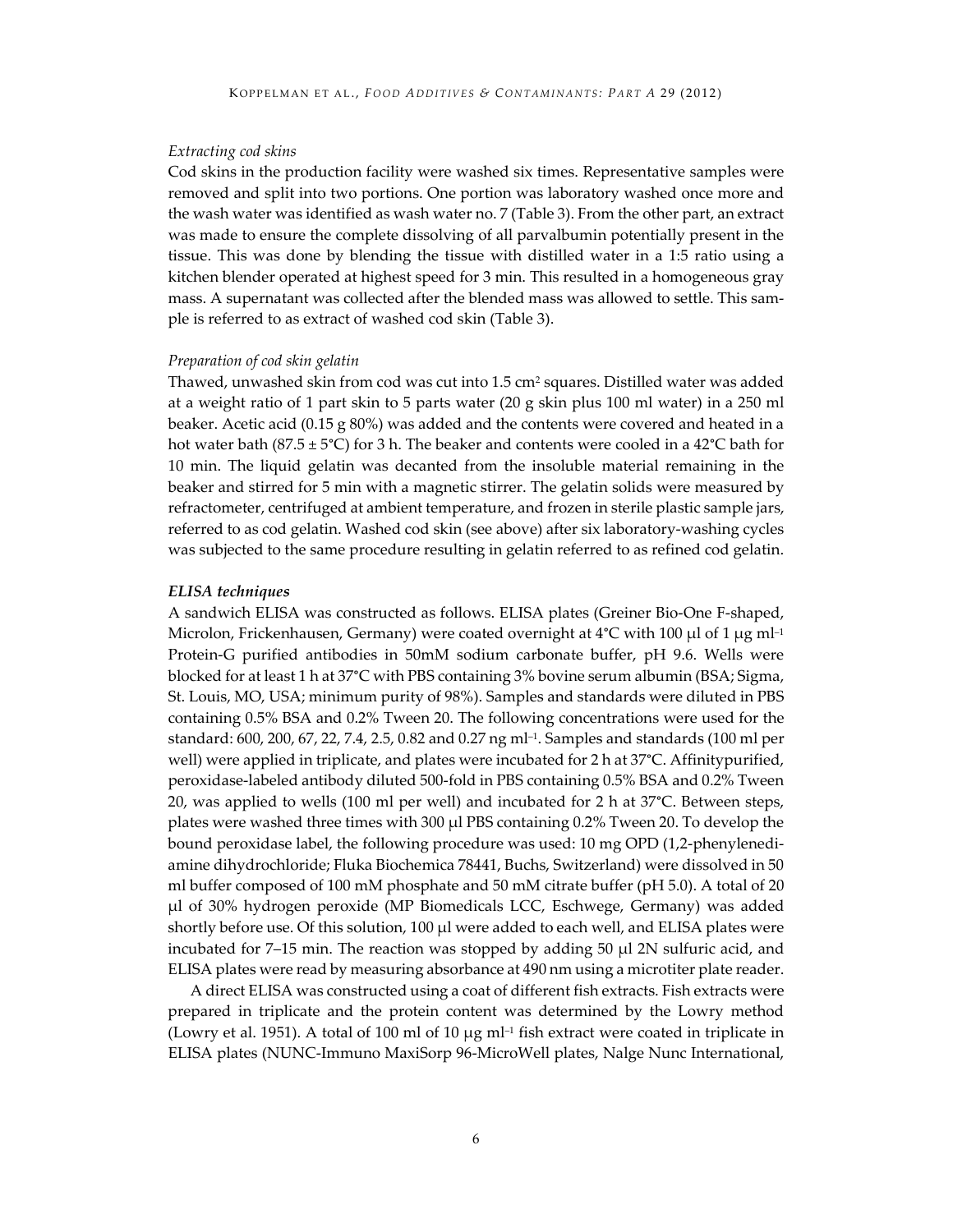*Extracting cod skins*

Cod skins in the production facility were washed six times. Representative samples were removed and split into two portions. One portion was laboratory washed once more and the wash water was identified as wash water no. 7 (Table 3). From the other part, an extract was made to ensure the complete dissolving of all parvalbumin potentially present in the tissue. This was done by blending the tissue with distilled water in a 1:5 ratio using a kitchen blender operated at highest speed for 3 min. This resulted in a homogeneous gray mass. A supernatant was collected after the blended mass was allowed to settle. This sample is referred to as extract of washed cod skin (Table 3).

*Preparation of cod skin gelatin*

Thawed, unwashed skin from cod was cut into 1.5 $cm^2$ squares. Distilled water was added at a weight ratio of 1 part skin to 5 parts water (20 g skin plus 100 ml water) in a 250 ml beaker. Acetic acid (0.15 g 80%) was added and the contents were covered and heated in a hot water bath (87.5 ± 5°C) for 3 h. The beaker and contents were cooled in a 42°C bath for 10 min. The liquid gelatin was decanted from the insoluble material remaining in the beaker and stirred for 5 min with a magnetic stirrer. The gelatin solids were measured by refractometer, centrifuged at ambient temperature, and frozen in sterile plastic sample jars, referred to as cod gelatin. Washed cod skin (see above) after six laboratory-washing cycles was subjected to the same procedure resulting in gelatin referred to as refined cod gelatin.

***ELISA techniques***

A sandwich ELISA was constructed as follows. ELISA plates (Greiner Bio-One F-shaped, Microlon, Frickenhausen, Germany) were coated overnight at 4°C with 100 μl of 1 μg $ml^{-1}$ Protein-G purified antibodies in 50mM sodium carbonate buffer, pH 9.6. Wells were blocked for at least 1 h at 37°C with PBS containing 3% bovine serum albumin (BSA; Sigma, St. Louis, MO, USA; minimum purity of 98%). Samples and standards were diluted in PBS containing 0.5% BSA and 0.2% Tween 20. The following concentrations were used for the standard: 600, 200, 67, 22, 7.4, 2.5, 0.82 and 0.27 ng $ml^{-1}$. Samples and standards (100 ml per well) were applied in triplicate, and plates were incubated for 2 h at 37°C. Affinitypurified, peroxidase-labeled antibody diluted 500-fold in PBS containing 0.5% BSA and 0.2% Tween 20, was applied to wells (100 ml per well) and incubated for 2 h at 37°C. Between steps, plates were washed three times with 300 μl PBS containing 0.2% Tween 20. To develop the bound peroxidase label, the following procedure was used: 10 mg OPD (1,2-phenylenediamine dihydrochloride; Fluka Biochemica 78441, Buchs, Switzerland) were dissolved in 50 ml buffer composed of 100 mM phosphate and 50 mM citrate buffer (pH 5.0). A total of 20 μl of 30% hydrogen peroxide (MP Biomedicals LCC, Eschwege, Germany) was added shortly before use. Of this solution, 100 μl were added to each well, and ELISA plates were incubated for 7–15 min. The reaction was stopped by adding 50 μl 2N sulfuric acid, and ELISA plates were read by measuring absorbance at 490 nm using a microtiter plate reader.

A direct ELISA was constructed using a coat of different fish extracts. Fish extracts were prepared in triplicate and the protein content was determined by the Lowry method (Lowry et al. 1951). A total of 100 ml of 10 μg $ml^{-1}$ fish extract were coated in triplicate in ELISA plates (NUNC-Immuno MaxiSorp 96-MicroWell plates, Nalge Nunc International,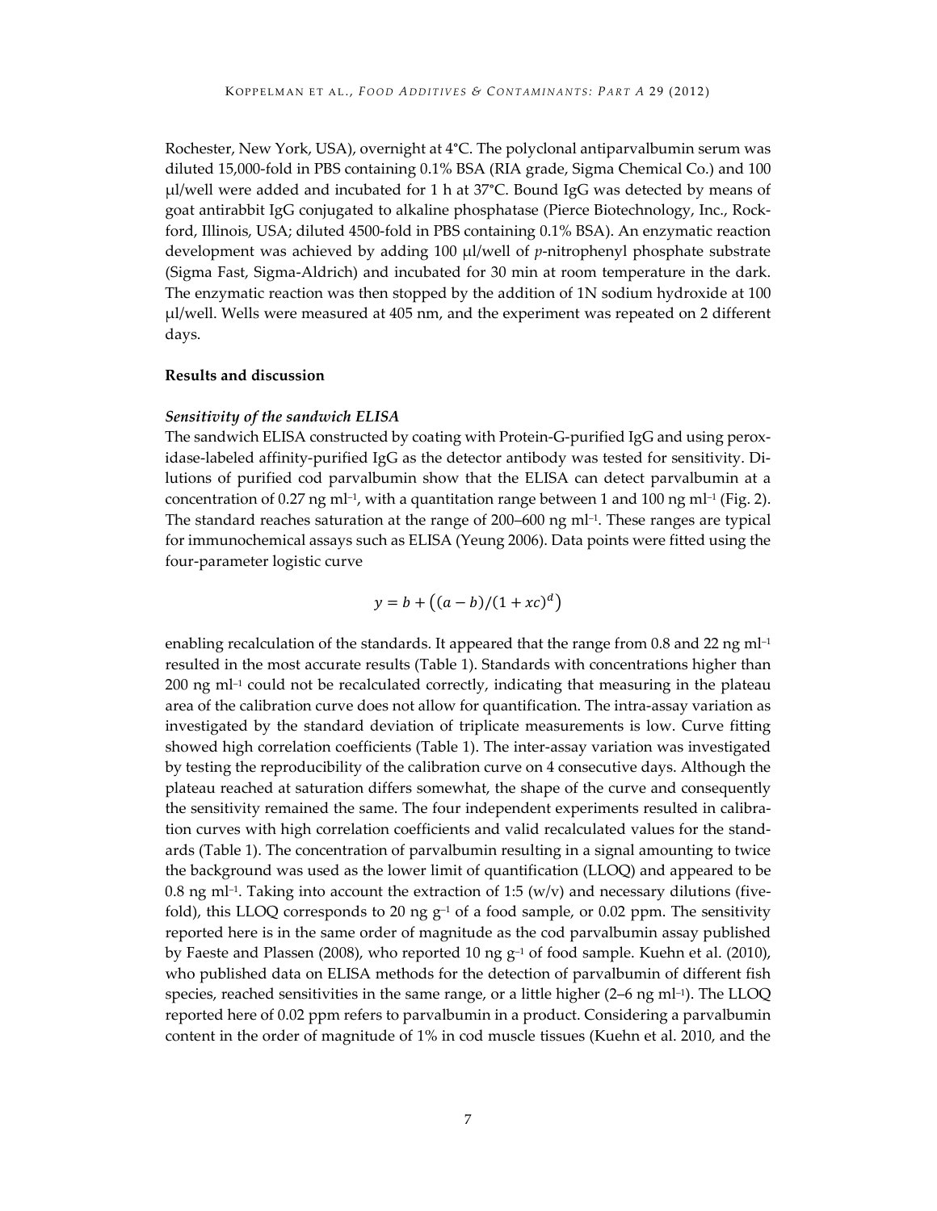Rochester, New York, USA), overnight at 4°C. The polyclonal antiparvalbumin serum was diluted 15,000-fold in PBS containing 0.1% BSA (RIA grade, Sigma Chemical Co.) and 100 μl/well were added and incubated for 1 h at 37°C. Bound IgG was detected by means of goat antirabbit IgG conjugated to alkaline phosphatase (Pierce Biotechnology, Inc., Rockford, Illinois, USA; diluted 4500-fold in PBS containing 0.1% BSA). An enzymatic reaction development was achieved by adding 100 μl/well of *p*-nitrophenyl phosphate substrate (Sigma Fast, Sigma-Aldrich) and incubated for 30 min at room temperature in the dark. The enzymatic reaction was then stopped by the addition of 1N sodium hydroxide at 100 μl/well. Wells were measured at 405 nm, and the experiment was repeated on 2 different days.

## Results and discussion

### *Sensitivity of the sandwich ELISA*

The sandwich ELISA constructed by coating with Protein-G-purified IgG and using peroxidase-labeled affinity-purified IgG as the detector antibody was tested for sensitivity. Dilutions of purified cod parvalbumin show that the ELISA can detect parvalbumin at a concentration of 0.27 ng ml$^{-1}$, with a quantitation range between 1 and 100 ng ml$^{-1}$ (Fig. 2). The standard reaches saturation at the range of 200–600 ng ml$^{-1}$. These ranges are typical for immunochemical assays such as ELISA (Yeung 2006). Data points were fitted using the four-parameter logistic curve

$$y = b + \left((a-b)/(1+xc)^d\right)$$

enabling recalculation of the standards. It appeared that the range from 0.8 and 22 ng ml$^{-1}$ resulted in the most accurate results (Table 1). Standards with concentrations higher than 200 ng ml$^{-1}$ could not be recalculated correctly, indicating that measuring in the plateau area of the calibration curve does not allow for quantification. The intra-assay variation as investigated by the standard deviation of triplicate measurements is low. Curve fitting showed high correlation coefficients (Table 1). The inter-assay variation was investigated by testing the reproducibility of the calibration curve on 4 consecutive days. Although the plateau reached at saturation differs somewhat, the shape of the curve and consequently the sensitivity remained the same. The four independent experiments resulted in calibration curves with high correlation coefficients and valid recalculated values for the standards (Table 1). The concentration of parvalbumin resulting in a signal amounting to twice the background was used as the lower limit of quantification (LLOQ) and appeared to be 0.8 ng ml$^{-1}$. Taking into account the extraction of 1:5 (w/v) and necessary dilutions (five-fold), this LLOQ corresponds to 20 ng g$^{-1}$ of a food sample, or 0.02 ppm. The sensitivity reported here is in the same order of magnitude as the cod parvalbumin assay published by Faeste and Plassen (2008), who reported 10 ng g$^{-1}$ of food sample. Kuehn et al. (2010), who published data on ELISA methods for the detection of parvalbumin of different fish species, reached sensitivities in the same range, or a little higher (2–6 ng ml$^{-1}$). The LLOQ reported here of 0.02 ppm refers to parvalbumin in a product. Considering a parvalbumin content in the order of magnitude of 1% in cod muscle tissues (Kuehn et al. 2010, and the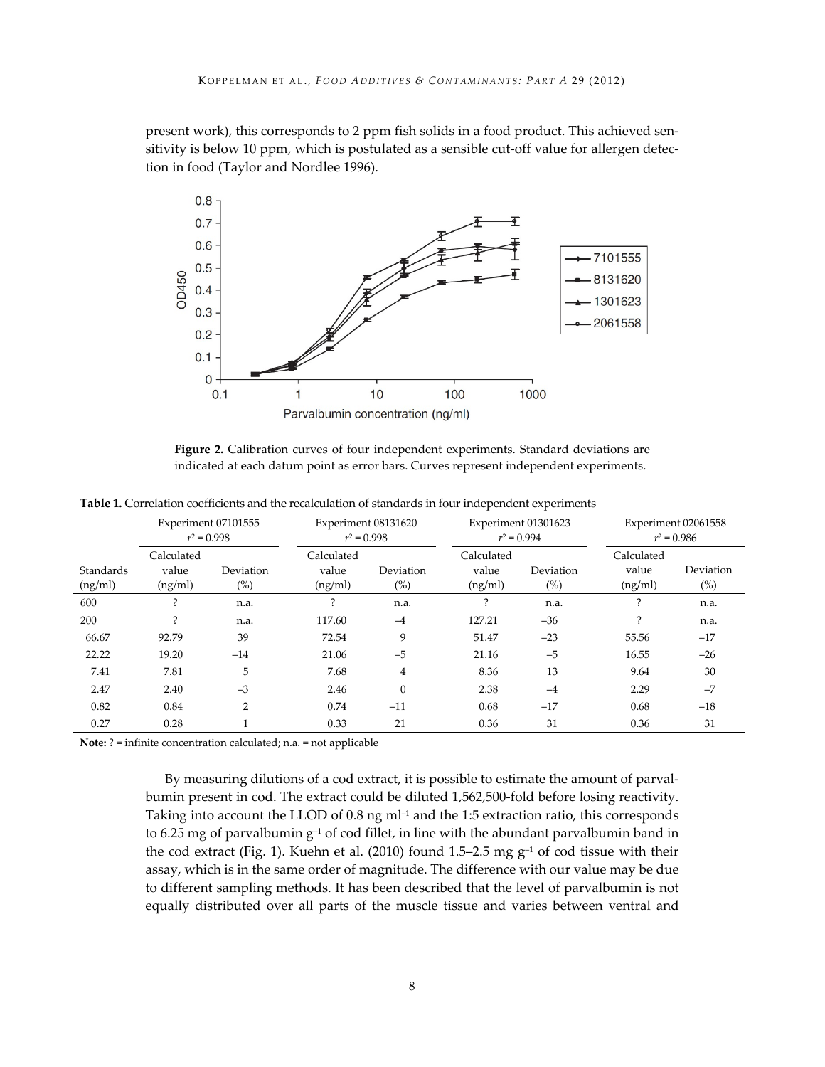present work), this corresponds to 2 ppm fish solids in a food product. This achieved sensitivity is below 10 ppm, which is postulated as a sensible cut-off value for allergen detection in food (Taylor and Nordlee 1996).

**Figure 2.** Calibration curves of four independent experiments. Standard deviations are indicated at each datum point as error bars. Curves represent independent experiments.

**Table 1.** Correlation coefficients and the recalculation of standards in four independent experiments

| | Experiment 07101555 $r^2 = 0.998$ | | Experiment 08131620 $r^2 = 0.998$ | | Experiment 01301623 $r^2 = 0.994$ | | Experiment 02061558 $r^2 = 0.986$ | |
|---|---|---|---|---|---|---|---|---|
| Standards (ng/ml) | Calculated value (ng/ml) | Deviation (%) | Calculated value (ng/ml) | Deviation (%) | Calculated value (ng/ml) | Deviation (%) | Calculated value (ng/ml) | Deviation (%) |
| 600 | ? | n.a. | ? | n.a. | ? | n.a. | ? | n.a. |
| 200 | ? | n.a. | 117.60 | –4 | 127.21 | –36 | ? | n.a. |
| 66.67 | 92.79 | 39 | 72.54 | 9 | 51.47 | –23 | 55.56 | –17 |
| 22.22 | 19.20 | –14 | 21.06 | –5 | 21.16 | –5 | 16.55 | –26 |
| 7.41 | 7.81 | 5 | 7.68 | 4 | 8.36 | 13 | 9.64 | 30 |
| 2.47 | 2.40 | –3 | 2.46 | 0 | 2.38 | –4 | 2.29 | –7 |
| 0.82 | 0.84 | 2 | 0.74 | –11 | 0.68 | –17 | 0.68 | –18 |
| 0.27 | 0.28 | 1 | 0.33 | 21 | 0.36 | 31 | 0.36 | 31 |

**Note:** ? = infinite concentration calculated; n.a. = not applicable

By measuring dilutions of a cod extract, it is possible to estimate the amount of parvalbumin present in cod. The extract could be diluted 1,562,500-fold before losing reactivity. Taking into account the LLOD of 0.8 ng $ml^{-1}$ and the 1:5 extraction ratio, this corresponds to 6.25 mg of parvalbumin $g^{-1}$ of cod fillet, in line with the abundant parvalbumin band in the cod extract (Fig. 1). Kuehn et al. (2010) found 1.5–2.5 mg $g^{-1}$ of cod tissue with their assay, which is in the same order of magnitude. The difference with our value may be due to different sampling methods. It has been described that the level of parvalbumin is not equally distributed over all parts of the muscle tissue and varies between ventral and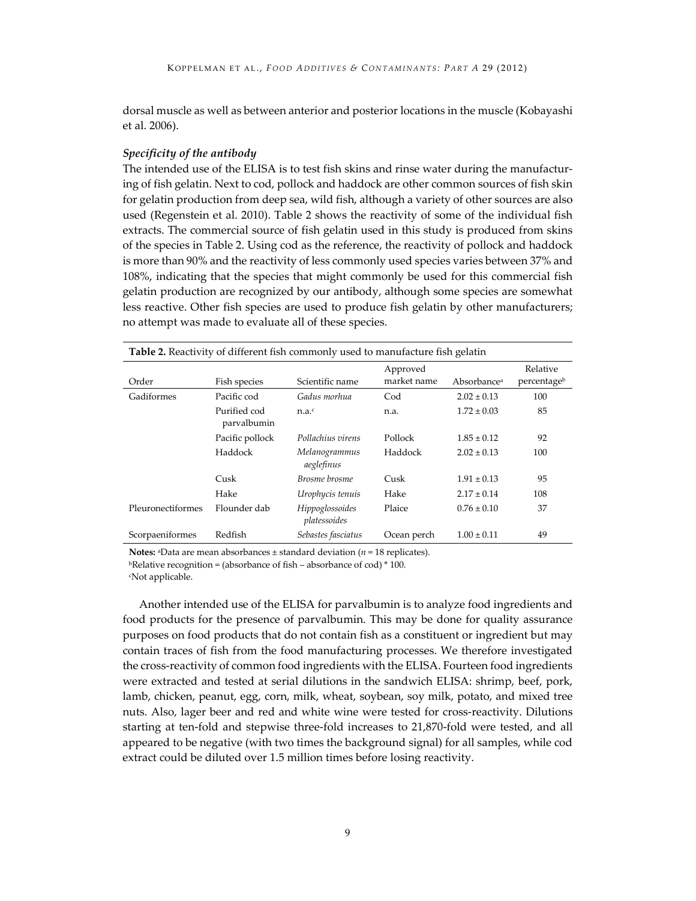dorsal muscle as well as between anterior and posterior locations in the muscle (Kobayashi et al. 2006).

### *Specificity of the antibody*

The intended use of the ELISA is to test fish skins and rinse water during the manufacturing of fish gelatin. Next to cod, pollock and haddock are other common sources of fish skin for gelatin production from deep sea, wild fish, although a variety of other sources are also used (Regenstein et al. 2010). Table 2 shows the reactivity of some of the individual fish extracts. The commercial source of fish gelatin used in this study is produced from skins of the species in Table 2. Using cod as the reference, the reactivity of pollock and haddock is more than 90% and the reactivity of less commonly used species varies between 37% and 108%, indicating that the species that might commonly be used for this commercial fish gelatin production are recognized by our antibody, although some species are somewhat less reactive. Other fish species are used to produce fish gelatin by other manufacturers; no attempt was made to evaluate all of these species.

**Table 2.** Reactivity of different fish commonly used to manufacture fish gelatin

| Order | Fish species | Scientific name | Approved market name | Absorbance[a] | Relative percentage[b] |
|---|---|---|---|---|---|
| Gadiformes | Pacific cod | *Gadus morhua* | Cod | 2.02 ± 0.13 | 100 |
| | Purified cod parvalbumin | n.a.[c] | n.a. | 1.72 ± 0.03 | 85 |
| | Pacific pollock | *Pollachius virens* | Pollock | 1.85 ± 0.12 | 92 |
| | Haddock | *Melanogrammus aeglefinus* | Haddock | 2.02 ± 0.13 | 100 |
| | Cusk | *Brosme brosme* | Cusk | 1.91 ± 0.13 | 95 |
| | Hake | *Urophycis tenuis* | Hake | 2.17 ± 0.14 | 108 |
| Pleuronectiformes | Flounder dab | *Hippoglossoides platessoides* | Plaice | 0.76 ± 0.10 | 37 |
| Scorpaeniformes | Redfish | *Sebastes fasciatus* | Ocean perch | 1.00 ± 0.11 | 49 |

**Notes:** [a]Data are mean absorbances ± standard deviation ($n$ = 18 replicates).
[b]Relative recognition = (absorbance of fish – absorbance of cod) * 100.
[c]Not applicable.

Another intended use of the ELISA for parvalbumin is to analyze food ingredients and food products for the presence of parvalbumin. This may be done for quality assurance purposes on food products that do not contain fish as a constituent or ingredient but may contain traces of fish from the food manufacturing processes. We therefore investigated the cross-reactivity of common food ingredients with the ELISA. Fourteen food ingredients were extracted and tested at serial dilutions in the sandwich ELISA: shrimp, beef, pork, lamb, chicken, peanut, egg, corn, milk, wheat, soybean, soy milk, potato, and mixed tree nuts. Also, lager beer and red and white wine were tested for cross-reactivity. Dilutions starting at ten-fold and stepwise three-fold increases to 21,870-fold were tested, and all appeared to be negative (with two times the background signal) for all samples, while cod extract could be diluted over 1.5 million times before losing reactivity.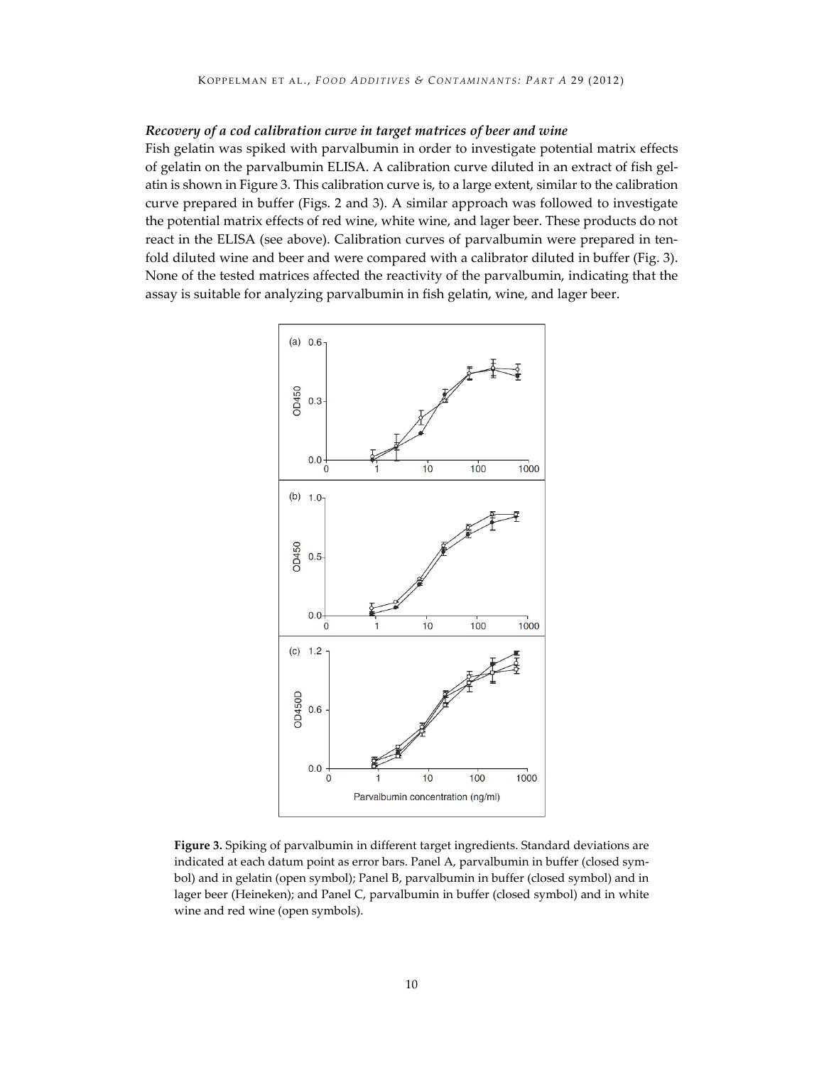### *Recovery of a cod calibration curve in target matrices of beer and wine*

Fish gelatin was spiked with parvalbumin in order to investigate potential matrix effects of gelatin on the parvalbumin ELISA. A calibration curve diluted in an extract of fish gelatin is shown in Figure 3. This calibration curve is, to a large extent, similar to the calibration curve prepared in buffer (Figs. 2 and 3). A similar approach was followed to investigate the potential matrix effects of red wine, white wine, and lager beer. These products do not react in the ELISA (see above). Calibration curves of parvalbumin were prepared in tenfold diluted wine and beer and were compared with a calibrator diluted in buffer (Fig. 3). None of the tested matrices affected the reactivity of the parvalbumin, indicating that the assay is suitable for analyzing parvalbumin in fish gelatin, wine, and lager beer.

**Figure 3.** Spiking of parvalbumin in different target ingredients. Standard deviations are indicated at each datum point as error bars. Panel A, parvalbumin in buffer (closed symbol) and in gelatin (open symbol); Panel B, parvalbumin in buffer (closed symbol) and in lager beer (Heineken); and Panel C, parvalbumin in buffer (closed symbol) and in white wine and red wine (open symbols).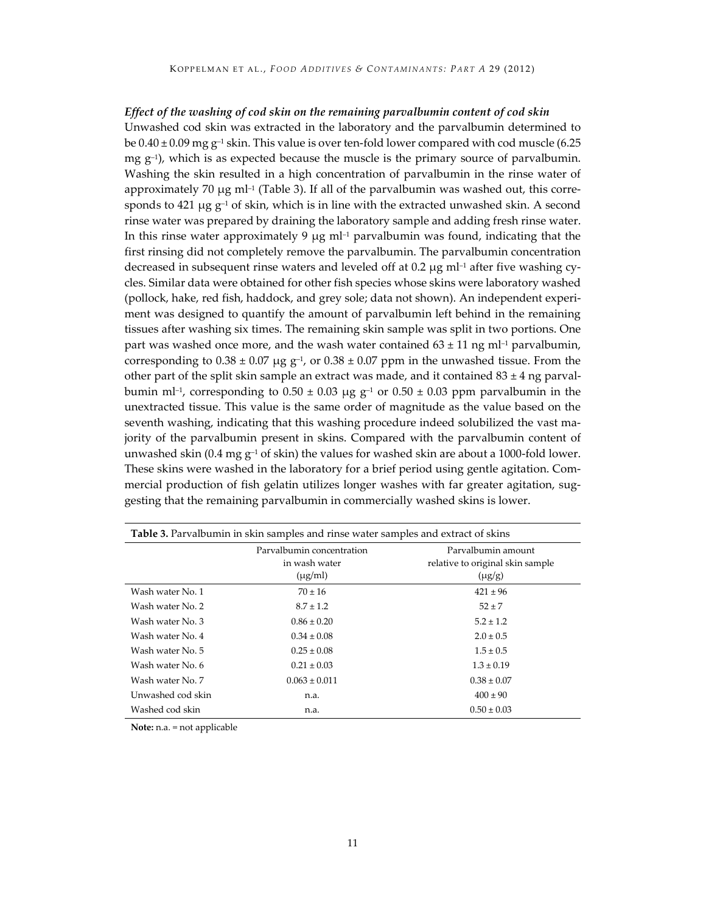### *Effect of the washing of cod skin on the remaining parvalbumin content of cod skin*

Unwashed cod skin was extracted in the laboratory and the parvalbumin determined to be 0.40 ± 0.09 mg $g^{-1}$ skin. This value is over ten-fold lower compared with cod muscle (6.25 mg $g^{-1}$), which is as expected because the muscle is the primary source of parvalbumin. Washing the skin resulted in a high concentration of parvalbumin in the rinse water of approximately 70 μg $ml^{-1}$ (Table 3). If all of the parvalbumin was washed out, this corresponds to 421 μg $g^{-1}$ of skin, which is in line with the extracted unwashed skin. A second rinse water was prepared by draining the laboratory sample and adding fresh rinse water. In this rinse water approximately 9 μg $ml^{-1}$ parvalbumin was found, indicating that the first rinsing did not completely remove the parvalbumin. The parvalbumin concentration decreased in subsequent rinse waters and leveled off at 0.2 μg $ml^{-1}$ after five washing cycles. Similar data were obtained for other fish species whose skins were laboratory washed (pollock, hake, red fish, haddock, and grey sole; data not shown). An independent experiment was designed to quantify the amount of parvalbumin left behind in the remaining tissues after washing six times. The remaining skin sample was split in two portions. One part was washed once more, and the wash water contained 63 ± 11 ng $ml^{-1}$ parvalbumin, corresponding to 0.38 ± 0.07 μg $g^{-1}$, or 0.38 ± 0.07 ppm in the unwashed tissue. From the other part of the split skin sample an extract was made, and it contained 83 ± 4 ng parvalbumin $ml^{-1}$, corresponding to 0.50 ± 0.03 μg $g^{-1}$ or 0.50 ± 0.03 ppm parvalbumin in the unextracted tissue. This value is the same order of magnitude as the value based on the seventh washing, indicating that this washing procedure indeed solubilized the vast majority of the parvalbumin present in skins. Compared with the parvalbumin content of unwashed skin (0.4 mg $g^{-1}$ of skin) the values for washed skin are about a 1000-fold lower. These skins were washed in the laboratory for a brief period using gentle agitation. Commercial production of fish gelatin utilizes longer washes with far greater agitation, suggesting that the remaining parvalbumin in commercially washed skins is lower.

**Table 3.** Parvalbumin in skin samples and rinse water samples and extract of skins

| | Parvalbumin concentration in wash water (μg/ml) | Parvalbumin amount relative to original skin sample (μg/g) |
|---|---|---|
| Wash water No. 1 | 70 ± 16 | 421 ± 96 |
| Wash water No. 2 | 8.7 ± 1.2 | 52 ± 7 |
| Wash water No. 3 | 0.86 ± 0.20 | 5.2 ± 1.2 |
| Wash water No. 4 | 0.34 ± 0.08 | 2.0 ± 0.5 |
| Wash water No. 5 | 0.25 ± 0.08 | 1.5 ± 0.5 |
| Wash water No. 6 | 0.21 ± 0.03 | 1.3 ± 0.19 |
| Wash water No. 7 | 0.063 ± 0.011 | 0.38 ± 0.07 |
| Unwashed cod skin | n.a. | 400 ± 90 |
| Washed cod skin | n.a. | 0.50 ± 0.03 |

**Note:** n.a. = not applicable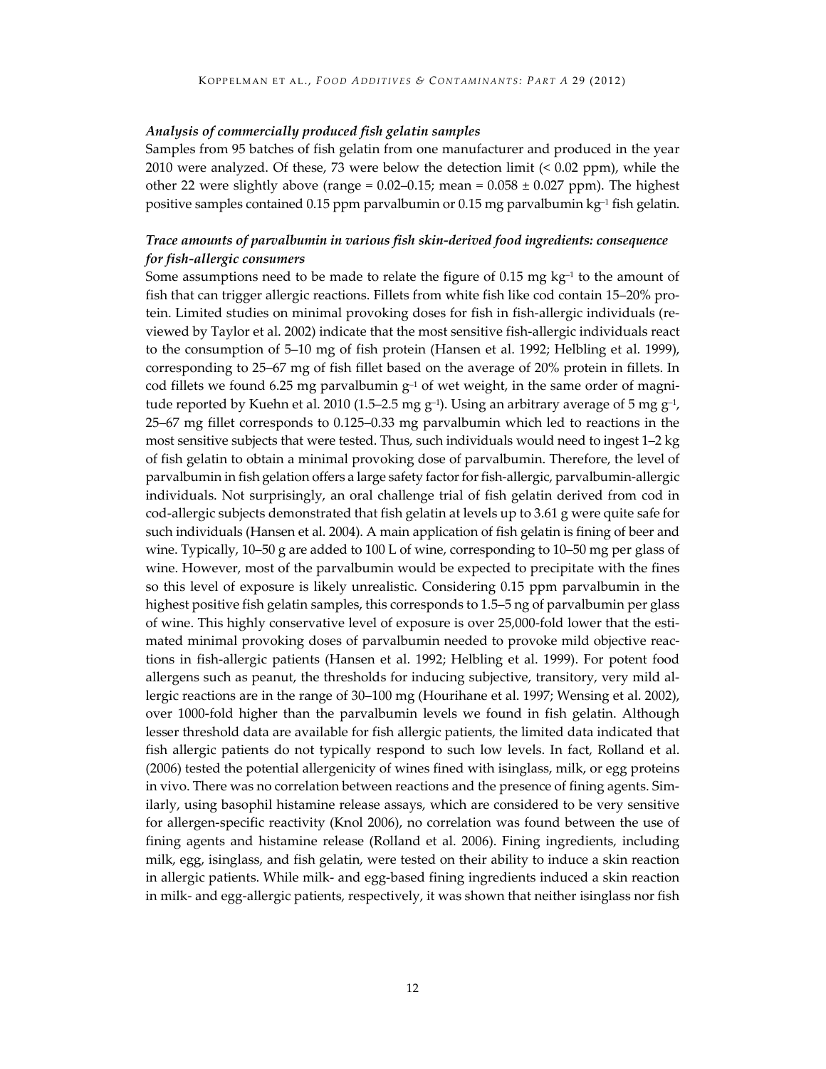### *Analysis of commercially produced fish gelatin samples*

Samples from 95 batches of fish gelatin from one manufacturer and produced in the year 2010 were analyzed. Of these, 73 were below the detection limit (< 0.02 ppm), while the other 22 were slightly above (range = 0.02–0.15; mean = 0.058 ± 0.027 ppm). The highest positive samples contained 0.15 ppm parvalbumin or 0.15 mg parvalbumin $kg^{-1}$ fish gelatin.

### *Trace amounts of parvalbumin in various fish skin-derived food ingredients: consequence for fish-allergic consumers*

Some assumptions need to be made to relate the figure of 0.15 mg $kg^{-1}$ to the amount of fish that can trigger allergic reactions. Fillets from white fish like cod contain 15–20% protein. Limited studies on minimal provoking doses for fish in fish-allergic individuals (reviewed by Taylor et al. 2002) indicate that the most sensitive fish-allergic individuals react to the consumption of 5–10 mg of fish protein (Hansen et al. 1992; Helbling et al. 1999), corresponding to 25–67 mg of fish fillet based on the average of 20% protein in fillets. In cod fillets we found 6.25 mg parvalbumin $g^{-1}$ of wet weight, in the same order of magnitude reported by Kuehn et al. 2010 (1.5–2.5 mg $g^{-1}$). Using an arbitrary average of 5 mg $g^{-1}$, 25–67 mg fillet corresponds to 0.125–0.33 mg parvalbumin which led to reactions in the most sensitive subjects that were tested. Thus, such individuals would need to ingest 1–2 kg of fish gelatin to obtain a minimal provoking dose of parvalbumin. Therefore, the level of parvalbumin in fish gelation offers a large safety factor for fish-allergic, parvalbumin-allergic individuals. Not surprisingly, an oral challenge trial of fish gelatin derived from cod in cod-allergic subjects demonstrated that fish gelatin at levels up to 3.61 g were quite safe for such individuals (Hansen et al. 2004). A main application of fish gelatin is fining of beer and wine. Typically, 10–50 g are added to 100 L of wine, corresponding to 10–50 mg per glass of wine. However, most of the parvalbumin would be expected to precipitate with the fines so this level of exposure is likely unrealistic. Considering 0.15 ppm parvalbumin in the highest positive fish gelatin samples, this corresponds to 1.5–5 ng of parvalbumin per glass of wine. This highly conservative level of exposure is over 25,000-fold lower that the estimated minimal provoking doses of parvalbumin needed to provoke mild objective reactions in fish-allergic patients (Hansen et al. 1992; Helbling et al. 1999). For potent food allergens such as peanut, the thresholds for inducing subjective, transitory, very mild allergic reactions are in the range of 30–100 mg (Hourihane et al. 1997; Wensing et al. 2002), over 1000-fold higher than the parvalbumin levels we found in fish gelatin. Although lesser threshold data are available for fish allergic patients, the limited data indicated that fish allergic patients do not typically respond to such low levels. In fact, Rolland et al. (2006) tested the potential allergenicity of wines fined with isinglass, milk, or egg proteins in vivo. There was no correlation between reactions and the presence of fining agents. Similarly, using basophil histamine release assays, which are considered to be very sensitive for allergen-specific reactivity (Knol 2006), no correlation was found between the use of fining agents and histamine release (Rolland et al. 2006). Fining ingredients, including milk, egg, isinglass, and fish gelatin, were tested on their ability to induce a skin reaction in allergic patients. While milk- and egg-based fining ingredients induced a skin reaction in milk- and egg-allergic patients, respectively, it was shown that neither isinglass nor fish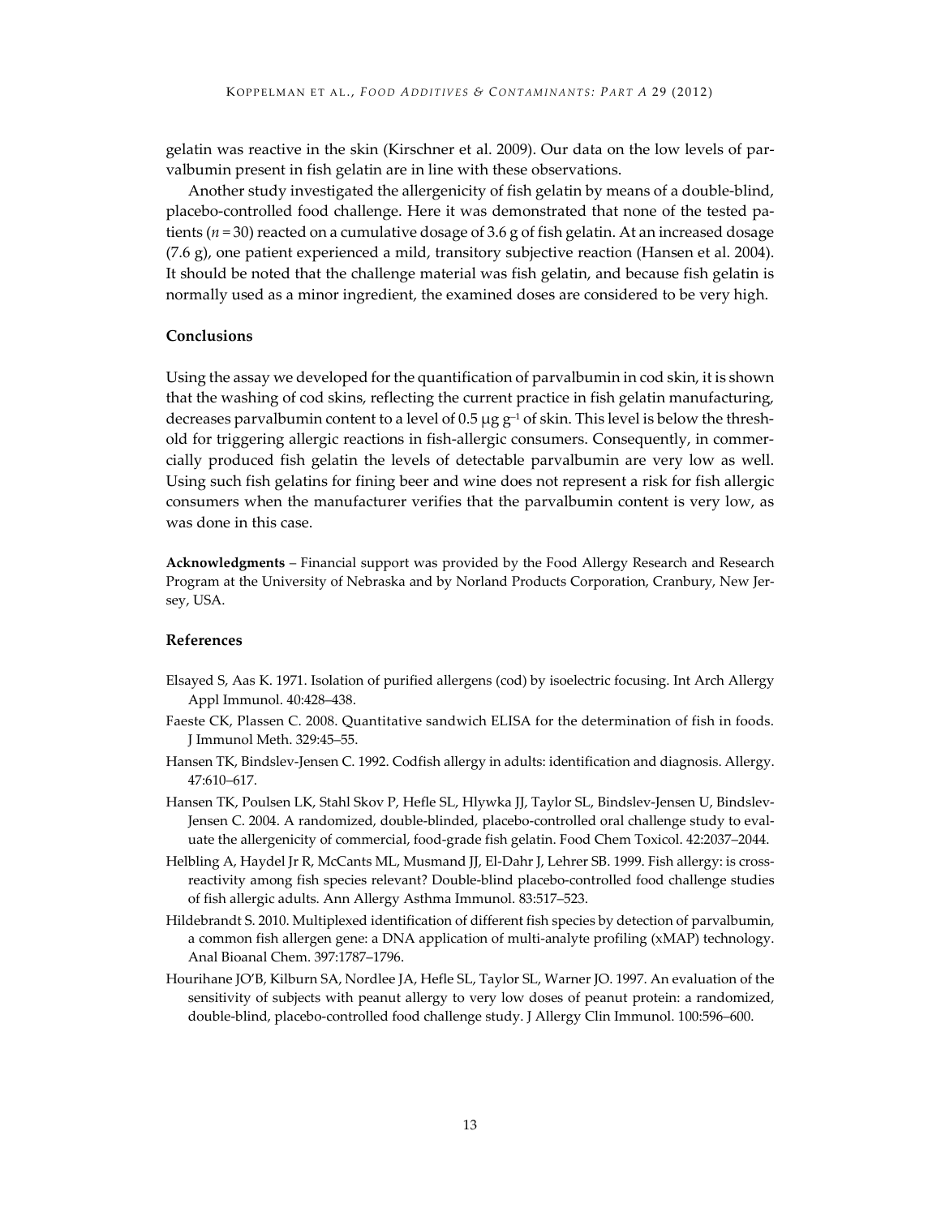gelatin was reactive in the skin (Kirschner et al. 2009). Our data on the low levels of parvalbumin present in fish gelatin are in line with these observations.

Another study investigated the allergenicity of fish gelatin by means of a double-blind, placebo-controlled food challenge. Here it was demonstrated that none of the tested patients ($n = 30$) reacted on a cumulative dosage of 3.6 g of fish gelatin. At an increased dosage (7.6 g), one patient experienced a mild, transitory subjective reaction (Hansen et al. 2004). It should be noted that the challenge material was fish gelatin, and because fish gelatin is normally used as a minor ingredient, the examined doses are considered to be very high.

## Conclusions

Using the assay we developed for the quantification of parvalbumin in cod skin, it is shown that the washing of cod skins, reflecting the current practice in fish gelatin manufacturing, decreases parvalbumin content to a level of 0.5 $\mu g\ g^{-1}$ of skin. This level is below the threshold for triggering allergic reactions in fish-allergic consumers. Consequently, in commercially produced fish gelatin the levels of detectable parvalbumin are very low as well. Using such fish gelatins for fining beer and wine does not represent a risk for fish allergic consumers when the manufacturer verifies that the parvalbumin content is very low, as was done in this case.

**Acknowledgments** – Financial support was provided by the Food Allergy Research and Research Program at the University of Nebraska and by Norland Products Corporation, Cranbury, New Jersey, USA.

## References

Elsayed S, Aas K. 1971. Isolation of purified allergens (cod) by isoelectric focusing. Int Arch Allergy Appl Immunol. 40:428–438.

Faeste CK, Plassen C. 2008. Quantitative sandwich ELISA for the determination of fish in foods. J Immunol Meth. 329:45–55.

Hansen TK, Bindslev-Jensen C. 1992. Codfish allergy in adults: identification and diagnosis. Allergy. 47:610–617.

Hansen TK, Poulsen LK, Stahl Skov P, Hefle SL, Hlywka JJ, Taylor SL, Bindslev-Jensen U, Bindslev-Jensen C. 2004. A randomized, double-blinded, placebo-controlled oral challenge study to evaluate the allergenicity of commercial, food-grade fish gelatin. Food Chem Toxicol. 42:2037–2044.

Helbling A, Haydel Jr R, McCants ML, Musmand JJ, El-Dahr J, Lehrer SB. 1999. Fish allergy: is cross-reactivity among fish species relevant? Double-blind placebo-controlled food challenge studies of fish allergic adults. Ann Allergy Asthma Immunol. 83:517–523.

Hildebrandt S. 2010. Multiplexed identification of different fish species by detection of parvalbumin, a common fish allergen gene: a DNA application of multi-analyte profiling (xMAP) technology. Anal Bioanal Chem. 397:1787–1796.

Hourihane JO'B, Kilburn SA, Nordlee JA, Hefle SL, Taylor SL, Warner JO. 1997. An evaluation of the sensitivity of subjects with peanut allergy to very low doses of peanut protein: a randomized, double-blind, placebo-controlled food challenge study. J Allergy Clin Immunol. 100:596–600.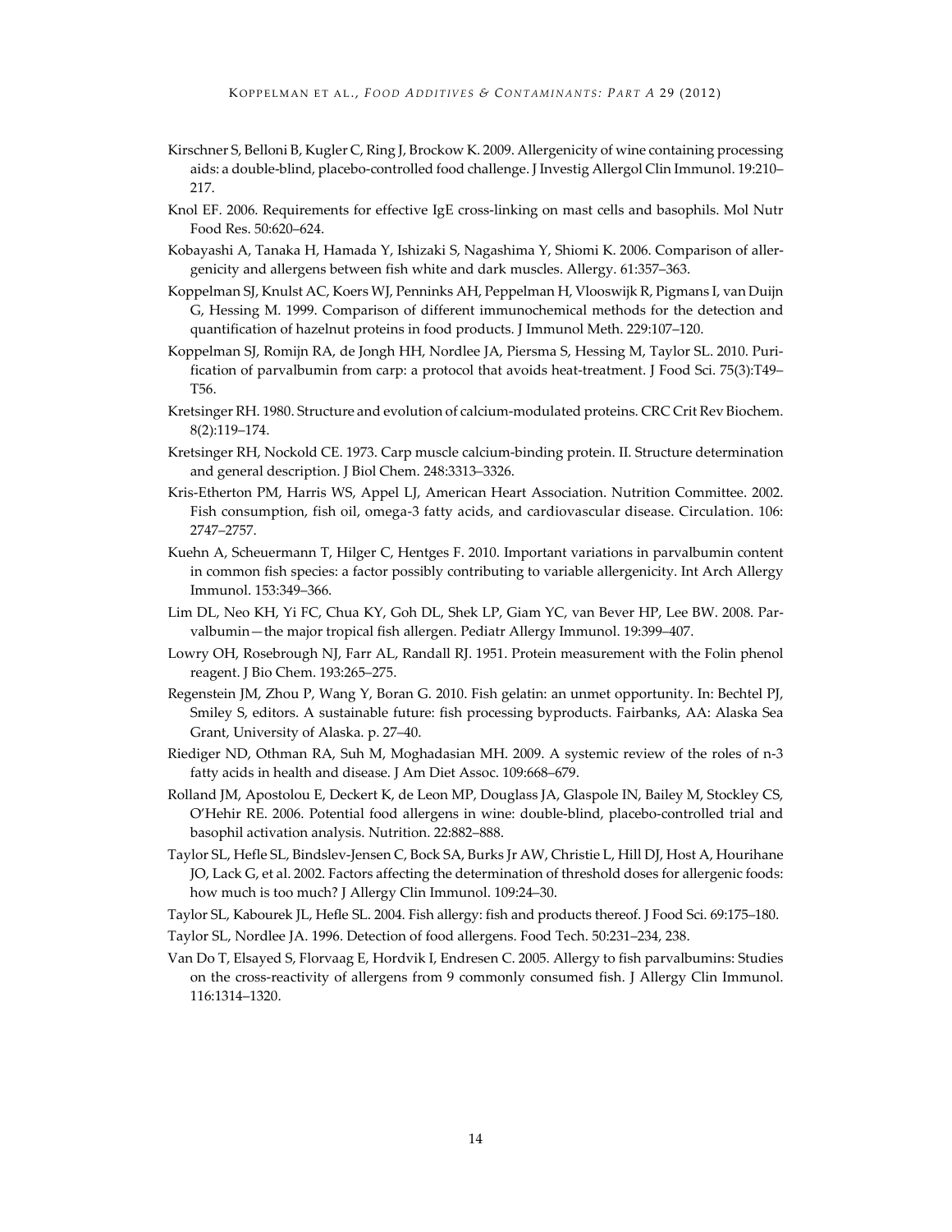Kirschner S, Belloni B, Kugler C, Ring J, Brockow K. 2009. Allergenicity of wine containing processing aids: a double-blind, placebo-controlled food challenge. J Investig Allergol Clin Immunol. 19:210–217.

Knol EF. 2006. Requirements for effective IgE cross-linking on mast cells and basophils. Mol Nutr Food Res. 50:620–624.

Kobayashi A, Tanaka H, Hamada Y, Ishizaki S, Nagashima Y, Shiomi K. 2006. Comparison of allergenicity and allergens between fish white and dark muscles. Allergy. 61:357–363.

Koppelman SJ, Knulst AC, Koers WJ, Penninks AH, Peppelman H, Vlooswijk R, Pigmans I, van Duijn G, Hessing M. 1999. Comparison of different immunochemical methods for the detection and quantification of hazelnut proteins in food products. J Immunol Meth. 229:107–120.

Koppelman SJ, Romijn RA, de Jongh HH, Nordlee JA, Piersma S, Hessing M, Taylor SL. 2010. Purification of parvalbumin from carp: a protocol that avoids heat-treatment. J Food Sci. 75(3):T49–T56.

Kretsinger RH. 1980. Structure and evolution of calcium-modulated proteins. CRC Crit Rev Biochem. 8(2):119–174.

Kretsinger RH, Nockold CE. 1973. Carp muscle calcium-binding protein. II. Structure determination and general description. J Biol Chem. 248:3313–3326.

Kris-Etherton PM, Harris WS, Appel LJ, American Heart Association. Nutrition Committee. 2002. Fish consumption, fish oil, omega-3 fatty acids, and cardiovascular disease. Circulation. 106: 2747–2757.

Kuehn A, Scheuermann T, Hilger C, Hentges F. 2010. Important variations in parvalbumin content in common fish species: a factor possibly contributing to variable allergenicity. Int Arch Allergy Immunol. 153:349–366.

Lim DL, Neo KH, Yi FC, Chua KY, Goh DL, Shek LP, Giam YC, van Bever HP, Lee BW. 2008. Parvalbumin—the major tropical fish allergen. Pediatr Allergy Immunol. 19:399–407.

Lowry OH, Rosebrough NJ, Farr AL, Randall RJ. 1951. Protein measurement with the Folin phenol reagent. J Bio Chem. 193:265–275.

Regenstein JM, Zhou P, Wang Y, Boran G. 2010. Fish gelatin: an unmet opportunity. In: Bechtel PJ, Smiley S, editors. A sustainable future: fish processing byproducts. Fairbanks, AA: Alaska Sea Grant, University of Alaska. p. 27–40.

Riediger ND, Othman RA, Suh M, Moghadasian MH. 2009. A systemic review of the roles of n-3 fatty acids in health and disease. J Am Diet Assoc. 109:668–679.

Rolland JM, Apostolou E, Deckert K, de Leon MP, Douglass JA, Glaspole IN, Bailey M, Stockley CS, O'Hehir RE. 2006. Potential food allergens in wine: double-blind, placebo-controlled trial and basophil activation analysis. Nutrition. 22:882–888.

Taylor SL, Hefle SL, Bindslev-Jensen C, Bock SA, Burks Jr AW, Christie L, Hill DJ, Host A, Hourihane JO, Lack G, et al. 2002. Factors affecting the determination of threshold doses for allergenic foods: how much is too much? J Allergy Clin Immunol. 109:24–30.

Taylor SL, Kabourek JL, Hefle SL. 2004. Fish allergy: fish and products thereof. J Food Sci. 69:175–180.

Taylor SL, Nordlee JA. 1996. Detection of food allergens. Food Tech. 50:231–234, 238.

Van Do T, Elsayed S, Florvaag E, Hordvik I, Endresen C. 2005. Allergy to fish parvalbumins: Studies on the cross-reactivity of allergens from 9 commonly consumed fish. J Allergy Clin Immunol. 116:1314–1320.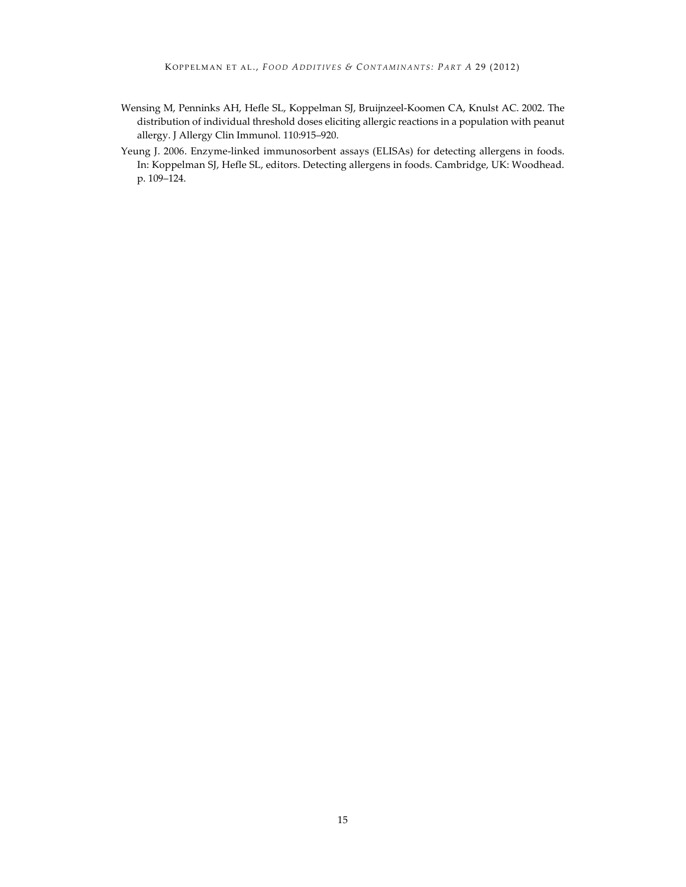Wensing M, Penninks AH, Hefle SL, Koppelman SJ, Bruijnzeel-Koomen CA, Knulst AC. 2002. The distribution of individual threshold doses eliciting allergic reactions in a population with peanut allergy. J Allergy Clin Immunol. 110:915–920.

Yeung J. 2006. Enzyme-linked immunosorbent assays (ELISAs) for detecting allergens in foods. In: Koppelman SJ, Hefle SL, editors. Detecting allergens in foods. Cambridge, UK: Woodhead. p. 109–124.